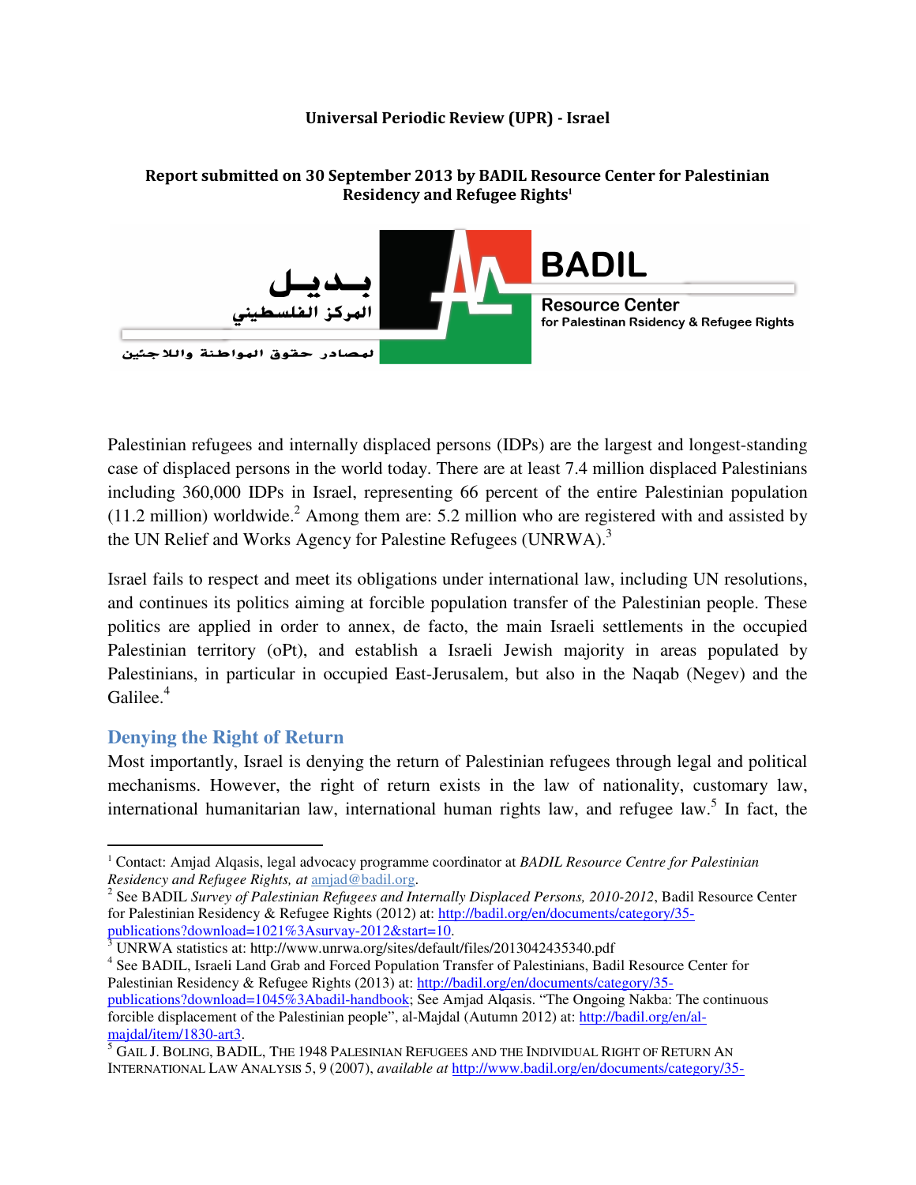**Universal Periodic Review (UPR) - Israel**

**Report submitted on 30 September 2013 by BADIL Resource Center for Palestinian Residency and Refugee Rights[1]**

بديل
المركز الفلسطيني
لمصادر حقوق المواطنة واللاجئين

BADIL
Resource Center
for Palestinian Rsidency & Refugee Rights

Palestinian refugees and internally displaced persons (IDPs) are the largest and longest-standing case of displaced persons in the world today. There are at least 7.4 million displaced Palestinians including 360,000 IDPs in Israel, representing 66 percent of the entire Palestinian population (11.2 million) worldwide.[2] Among them are: 5.2 million who are registered with and assisted by the UN Relief and Works Agency for Palestine Refugees (UNRWA).[3]

Israel fails to respect and meet its obligations under international law, including UN resolutions, and continues its politics aiming at forcible population transfer of the Palestinian people. These politics are applied in order to annex, de facto, the main Israeli settlements in the occupied Palestinian territory (oPt), and establish a Israeli Jewish majority in areas populated by Palestinians, in particular in occupied East-Jerusalem, but also in the Naqab (Negev) and the Galilee.[4]

## Denying the Right of Return

Most importantly, Israel is denying the return of Palestinian refugees through legal and political mechanisms. However, the right of return exists in the law of nationality, customary law, international humanitarian law, international human rights law, and refugee law.[5] In fact, the

---

[1] Contact: Amjad Alqasis, legal advocacy programme coordinator at *BADIL Resource Centre for Palestinian Residency and Refugee Rights, at* amjad@badil.org.

[2] See BADIL *Survey of Palestinian Refugees and Internally Displaced Persons, 2010-2012*, Badil Resource Center for Palestinian Residency & Refugee Rights (2012) at: http://badil.org/en/documents/category/35-publications?download=1021%3Asurvay-2012&start=10.

[3] UNRWA statistics at: http://www.unrwa.org/sites/default/files/2013042435340.pdf

[4] See BADIL, Israeli Land Grab and Forced Population Transfer of Palestinians, Badil Resource Center for Palestinian Residency & Refugee Rights (2013) at: http://badil.org/en/documents/category/35-publications?download=1045%3Abadil-handbook; See Amjad Alqasis. "The Ongoing Nakba: The continuous forcible displacement of the Palestinian people", al-Majdal (Autumn 2012) at: http://badil.org/en/al-majdal/item/1830-art3.

[5] GAIL J. BOLING, BADIL, THE 1948 PALESINIAN REFUGEES AND THE INDIVIDUAL RIGHT OF RETURN AN INTERNATIONAL LAW ANALYSIS 5, 9 (2007), *available at* http://www.badil.org/en/documents/category/35-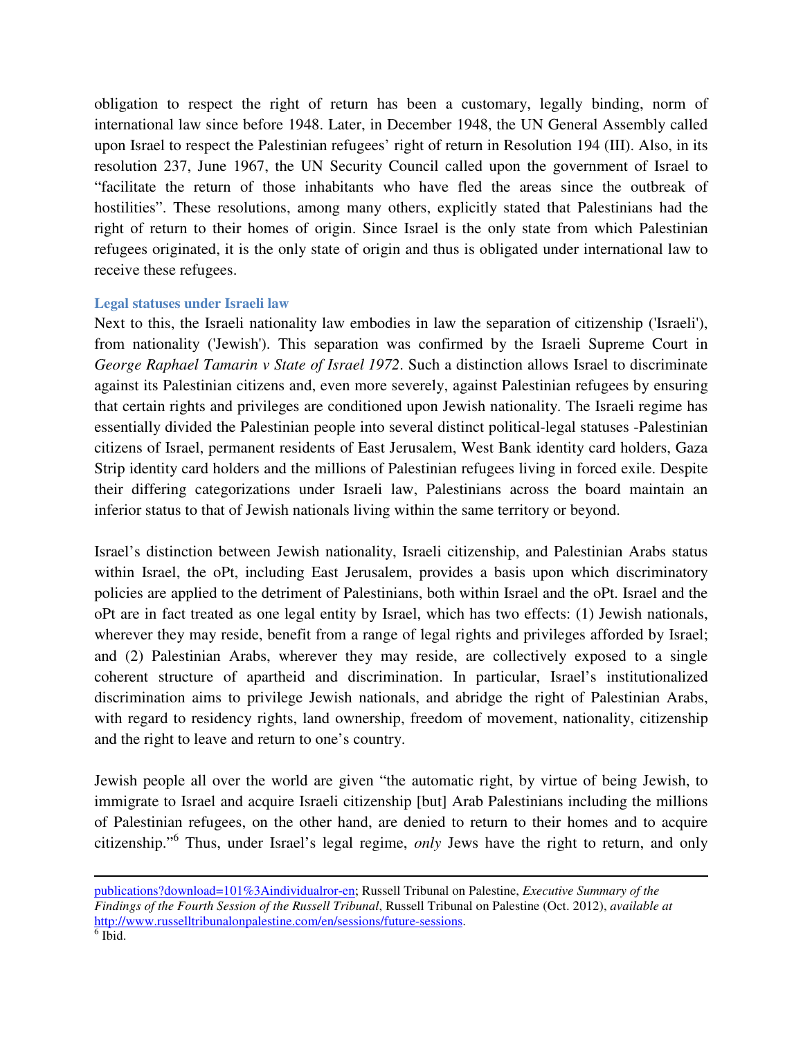obligation to respect the right of return has been a customary, legally binding, norm of international law since before 1948. Later, in December 1948, the UN General Assembly called upon Israel to respect the Palestinian refugees' right of return in Resolution 194 (III). Also, in its resolution 237, June 1967, the UN Security Council called upon the government of Israel to "facilitate the return of those inhabitants who have fled the areas since the outbreak of hostilities". These resolutions, among many others, explicitly stated that Palestinians had the right of return to their homes of origin. Since Israel is the only state from which Palestinian refugees originated, it is the only state of origin and thus is obligated under international law to receive these refugees.

### Legal statuses under Israeli law

Next to this, the Israeli nationality law embodies in law the separation of citizenship ('Israeli'), from nationality ('Jewish'). This separation was confirmed by the Israeli Supreme Court in *George Raphael Tamarin v State of Israel 1972*. Such a distinction allows Israel to discriminate against its Palestinian citizens and, even more severely, against Palestinian refugees by ensuring that certain rights and privileges are conditioned upon Jewish nationality. The Israeli regime has essentially divided the Palestinian people into several distinct political-legal statuses -Palestinian citizens of Israel, permanent residents of East Jerusalem, West Bank identity card holders, Gaza Strip identity card holders and the millions of Palestinian refugees living in forced exile. Despite their differing categorizations under Israeli law, Palestinians across the board maintain an inferior status to that of Jewish nationals living within the same territory or beyond.

Israel's distinction between Jewish nationality, Israeli citizenship, and Palestinian Arabs status within Israel, the oPt, including East Jerusalem, provides a basis upon which discriminatory policies are applied to the detriment of Palestinians, both within Israel and the oPt. Israel and the oPt are in fact treated as one legal entity by Israel, which has two effects: (1) Jewish nationals, wherever they may reside, benefit from a range of legal rights and privileges afforded by Israel; and (2) Palestinian Arabs, wherever they may reside, are collectively exposed to a single coherent structure of apartheid and discrimination. In particular, Israel's institutionalized discrimination aims to privilege Jewish nationals, and abridge the right of Palestinian Arabs, with regard to residency rights, land ownership, freedom of movement, nationality, citizenship and the right to leave and return to one's country.

Jewish people all over the world are given "the automatic right, by virtue of being Jewish, to immigrate to Israel and acquire Israeli citizenship [but] Arab Palestinians including the millions of Palestinian refugees, on the other hand, are denied to return to their homes and to acquire citizenship."[6] Thus, under Israel's legal regime, *only* Jews have the right to return, and only

---

publications?download=101%3Aindividualror-en; Russell Tribunal on Palestine, *Executive Summary of the Findings of the Fourth Session of the Russell Tribunal*, Russell Tribunal on Palestine (Oct. 2012), *available at* http://www.russelltribunalonpalestine.com/en/sessions/future-sessions.

[6] Ibid.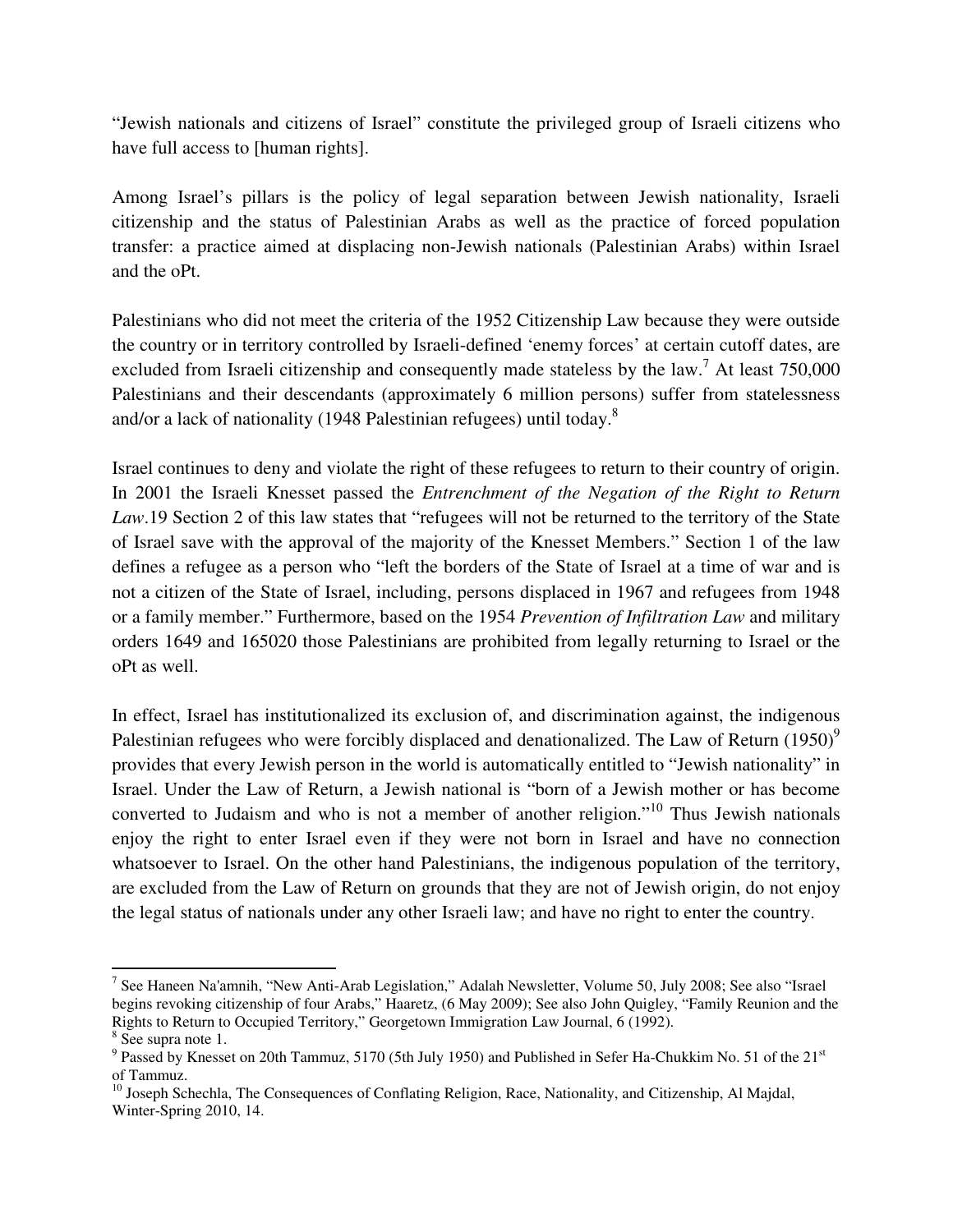"Jewish nationals and citizens of Israel" constitute the privileged group of Israeli citizens who have full access to [human rights].

Among Israel's pillars is the policy of legal separation between Jewish nationality, Israeli citizenship and the status of Palestinian Arabs as well as the practice of forced population transfer: a practice aimed at displacing non-Jewish nationals (Palestinian Arabs) within Israel and the oPt.

Palestinians who did not meet the criteria of the 1952 Citizenship Law because they were outside the country or in territory controlled by Israeli-defined 'enemy forces' at certain cutoff dates, are excluded from Israeli citizenship and consequently made stateless by the law.[7] At least 750,000 Palestinians and their descendants (approximately 6 million persons) suffer from statelessness and/or a lack of nationality (1948 Palestinian refugees) until today.[8]

Israel continues to deny and violate the right of these refugees to return to their country of origin. In 2001 the Israeli Knesset passed the *Entrenchment of the Negation of the Right to Return Law*.19 Section 2 of this law states that "refugees will not be returned to the territory of the State of Israel save with the approval of the majority of the Knesset Members." Section 1 of the law defines a refugee as a person who "left the borders of the State of Israel at a time of war and is not a citizen of the State of Israel, including, persons displaced in 1967 and refugees from 1948 or a family member." Furthermore, based on the 1954 *Prevention of Infiltration Law* and military orders 1649 and 165020 those Palestinians are prohibited from legally returning to Israel or the oPt as well.

In effect, Israel has institutionalized its exclusion of, and discrimination against, the indigenous Palestinian refugees who were forcibly displaced and denationalized. The Law of Return (1950)[9] provides that every Jewish person in the world is automatically entitled to "Jewish nationality" in Israel. Under the Law of Return, a Jewish national is "born of a Jewish mother or has become converted to Judaism and who is not a member of another religion."[10] Thus Jewish nationals enjoy the right to enter Israel even if they were not born in Israel and have no connection whatsoever to Israel. On the other hand Palestinians, the indigenous population of the territory, are excluded from the Law of Return on grounds that they are not of Jewish origin, do not enjoy the legal status of nationals under any other Israeli law; and have no right to enter the country.

---

[7] See Haneen Na'amnih, "New Anti-Arab Legislation," Adalah Newsletter, Volume 50, July 2008; See also "Israel begins revoking citizenship of four Arabs," Haaretz, (6 May 2009); See also John Quigley, "Family Reunion and the Rights to Return to Occupied Territory," Georgetown Immigration Law Journal, 6 (1992).

[8] See supra note 1.

[9] Passed by Knesset on 20th Tammuz, 5170 (5th July 1950) and Published in Sefer Ha-Chukkim No. 51 of the 21st of Tammuz.

[10] Joseph Schechla, The Consequences of Conflating Religion, Race, Nationality, and Citizenship, Al Majdal, Winter-Spring 2010, 14.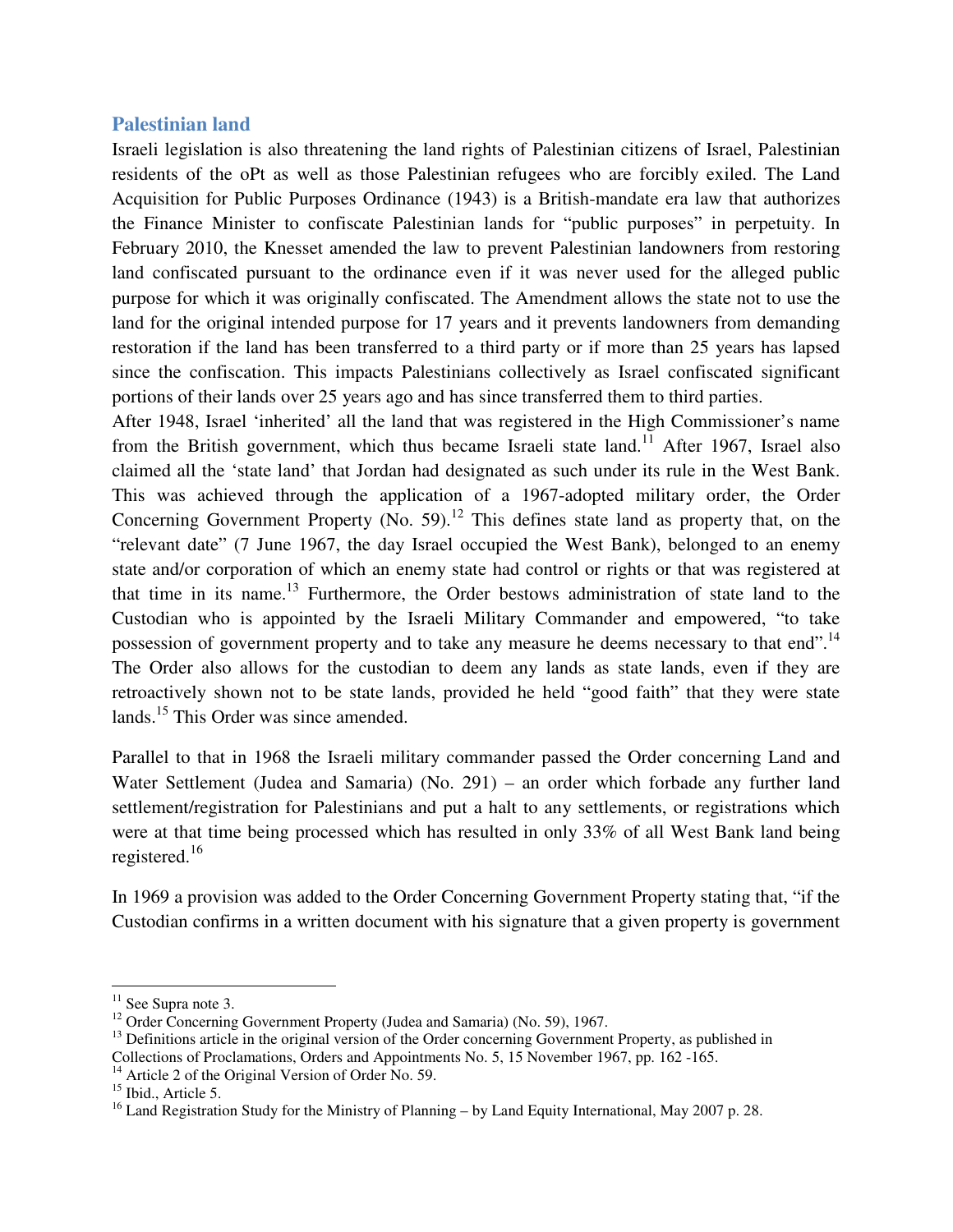## Palestinian land

Israeli legislation is also threatening the land rights of Palestinian citizens of Israel, Palestinian residents of the oPt as well as those Palestinian refugees who are forcibly exiled. The Land Acquisition for Public Purposes Ordinance (1943) is a British-mandate era law that authorizes the Finance Minister to confiscate Palestinian lands for "public purposes" in perpetuity. In February 2010, the Knesset amended the law to prevent Palestinian landowners from restoring land confiscated pursuant to the ordinance even if it was never used for the alleged public purpose for which it was originally confiscated. The Amendment allows the state not to use the land for the original intended purpose for 17 years and it prevents landowners from demanding restoration if the land has been transferred to a third party or if more than 25 years has lapsed since the confiscation. This impacts Palestinians collectively as Israel confiscated significant portions of their lands over 25 years ago and has since transferred them to third parties.

After 1948, Israel 'inherited' all the land that was registered in the High Commissioner's name from the British government, which thus became Israeli state land.[11] After 1967, Israel also claimed all the 'state land' that Jordan had designated as such under its rule in the West Bank. This was achieved through the application of a 1967-adopted military order, the Order Concerning Government Property (No. 59).[12] This defines state land as property that, on the "relevant date" (7 June 1967, the day Israel occupied the West Bank), belonged to an enemy state and/or corporation of which an enemy state had control or rights or that was registered at that time in its name.[13] Furthermore, the Order bestows administration of state land to the Custodian who is appointed by the Israeli Military Commander and empowered, "to take possession of government property and to take any measure he deems necessary to that end".[14] The Order also allows for the custodian to deem any lands as state lands, even if they are retroactively shown not to be state lands, provided he held "good faith" that they were state lands.[15] This Order was since amended.

Parallel to that in 1968 the Israeli military commander passed the Order concerning Land and Water Settlement (Judea and Samaria) (No. 291) – an order which forbade any further land settlement/registration for Palestinians and put a halt to any settlements, or registrations which were at that time being processed which has resulted in only 33% of all West Bank land being registered.[16]

In 1969 a provision was added to the Order Concerning Government Property stating that, "if the Custodian confirms in a written document with his signature that a given property is government

---

[11] See Supra note 3.

[12] Order Concerning Government Property (Judea and Samaria) (No. 59), 1967.

[13] Definitions article in the original version of the Order concerning Government Property, as published in Collections of Proclamations, Orders and Appointments No. 5, 15 November 1967, pp. 162 -165.

[14] Article 2 of the Original Version of Order No. 59.

[15] Ibid., Article 5.

[16] Land Registration Study for the Ministry of Planning – by Land Equity International, May 2007 p. 28.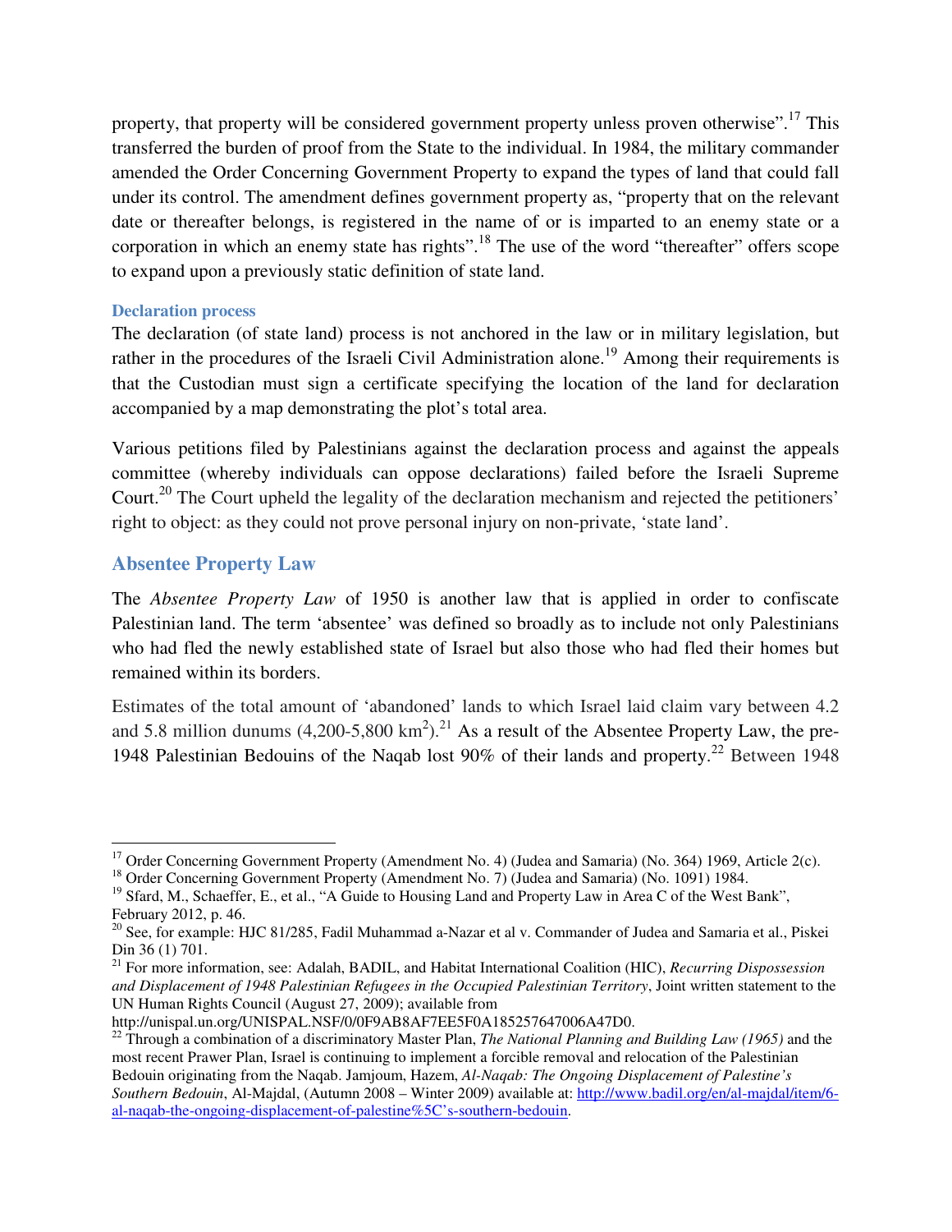property, that property will be considered government property unless proven otherwise".[17] This transferred the burden of proof from the State to the individual. In 1984, the military commander amended the Order Concerning Government Property to expand the types of land that could fall under its control. The amendment defines government property as, "property that on the relevant date or thereafter belongs, is registered in the name of or is imparted to an enemy state or a corporation in which an enemy state has rights".[18] The use of the word "thereafter" offers scope to expand upon a previously static definition of state land.

### Declaration process

The declaration (of state land) process is not anchored in the law or in military legislation, but rather in the procedures of the Israeli Civil Administration alone.[19] Among their requirements is that the Custodian must sign a certificate specifying the location of the land for declaration accompanied by a map demonstrating the plot's total area.

Various petitions filed by Palestinians against the declaration process and against the appeals committee (whereby individuals can oppose declarations) failed before the Israeli Supreme Court.[20] The Court upheld the legality of the declaration mechanism and rejected the petitioners' right to object: as they could not prove personal injury on non-private, 'state land'.

## Absentee Property Law

The *Absentee Property Law* of 1950 is another law that is applied in order to confiscate Palestinian land. The term 'absentee' was defined so broadly as to include not only Palestinians who had fled the newly established state of Israel but also those who had fled their homes but remained within its borders.

Estimates of the total amount of 'abandoned' lands to which Israel laid claim vary between 4.2 and 5.8 million dunums (4,200-5,800 $km^2$).[21] As a result of the Absentee Property Law, the pre-1948 Palestinian Bedouins of the Naqab lost 90% of their lands and property.[22] Between 1948

---

[17] Order Concerning Government Property (Amendment No. 4) (Judea and Samaria) (No. 364) 1969, Article 2(c).

[18] Order Concerning Government Property (Amendment No. 7) (Judea and Samaria) (No. 1091) 1984.

[19] Sfard, M., Schaeffer, E., et al., "A Guide to Housing Land and Property Law in Area C of the West Bank", February 2012, p. 46.

[20] See, for example: HJC 81/285, Fadil Muhammad a-Nazar et al v. Commander of Judea and Samaria et al., Piskei Din 36 (1) 701.

[21] For more information, see: Adalah, BADIL, and Habitat International Coalition (HIC), *Recurring Dispossession and Displacement of 1948 Palestinian Refugees in the Occupied Palestinian Territory*, Joint written statement to the UN Human Rights Council (August 27, 2009); available from http://unispal.un.org/UNISPAL.NSF/0/0F9AB8AF7EE5F0A185257647006A47D0.

[22] Through a combination of a discriminatory Master Plan, *The National Planning and Building Law (1965)* and the most recent Prawer Plan, Israel is continuing to implement a forcible removal and relocation of the Palestinian Bedouin originating from the Naqab. Jamjoum, Hazem, *Al-Naqab: The Ongoing Displacement of Palestine's Southern Bedouin*, Al-Majdal, (Autumn 2008 – Winter 2009) available at: http://www.badil.org/en/al-majdal/item/6-al-naqab-the-ongoing-displacement-of-palestine%5C's-southern-bedouin.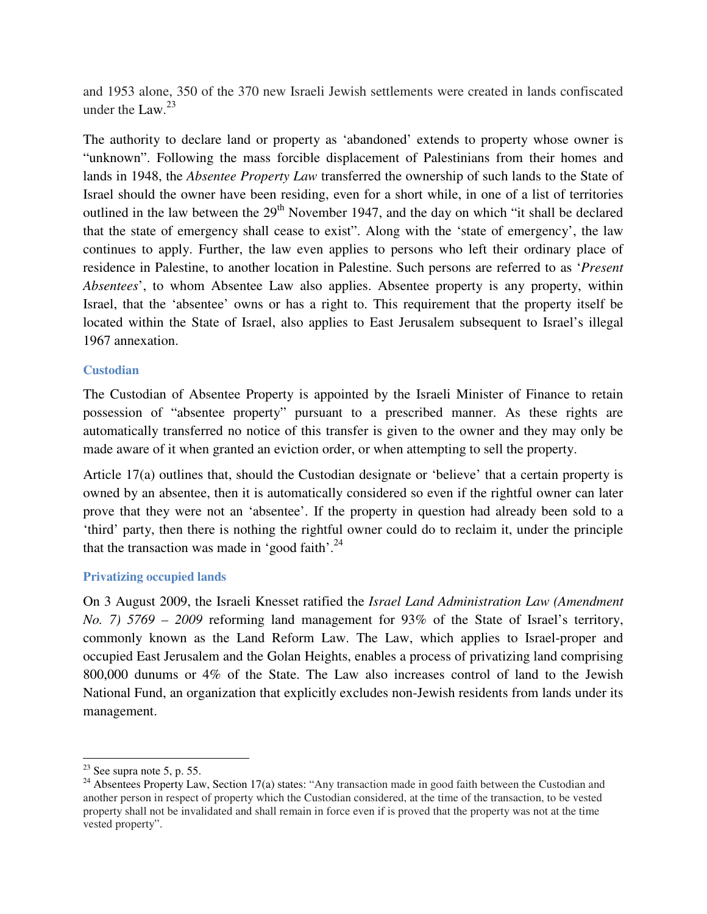and 1953 alone, 350 of the 370 new Israeli Jewish settlements were created in lands confiscated under the Law.[23]

The authority to declare land or property as 'abandoned' extends to property whose owner is "unknown". Following the mass forcible displacement of Palestinians from their homes and lands in 1948, the *Absentee Property Law* transferred the ownership of such lands to the State of Israel should the owner have been residing, even for a short while, in one of a list of territories outlined in the law between the 29th November 1947, and the day on which "it shall be declared that the state of emergency shall cease to exist". Along with the 'state of emergency', the law continues to apply. Further, the law even applies to persons who left their ordinary place of residence in Palestine, to another location in Palestine. Such persons are referred to as '*Present Absentees*', to whom Absentee Law also applies. Absentee property is any property, within Israel, that the 'absentee' owns or has a right to. This requirement that the property itself be located within the State of Israel, also applies to East Jerusalem subsequent to Israel's illegal 1967 annexation.

### Custodian

The Custodian of Absentee Property is appointed by the Israeli Minister of Finance to retain possession of "absentee property" pursuant to a prescribed manner. As these rights are automatically transferred no notice of this transfer is given to the owner and they may only be made aware of it when granted an eviction order, or when attempting to sell the property.

Article 17(a) outlines that, should the Custodian designate or 'believe' that a certain property is owned by an absentee, then it is automatically considered so even if the rightful owner can later prove that they were not an 'absentee'. If the property in question had already been sold to a 'third' party, then there is nothing the rightful owner could do to reclaim it, under the principle that the transaction was made in 'good faith'.[24]

### Privatizing occupied lands

On 3 August 2009, the Israeli Knesset ratified the *Israel Land Administration Law (Amendment No. 7) 5769 – 2009* reforming land management for 93% of the State of Israel's territory, commonly known as the Land Reform Law. The Law, which applies to Israel-proper and occupied East Jerusalem and the Golan Heights, enables a process of privatizing land comprising 800,000 dunums or 4% of the State. The Law also increases control of land to the Jewish National Fund, an organization that explicitly excludes non-Jewish residents from lands under its management.

---

[23] See supra note 5, p. 55.

[24] Absentees Property Law, Section 17(a) states: "Any transaction made in good faith between the Custodian and another person in respect of property which the Custodian considered, at the time of the transaction, to be vested property shall not be invalidated and shall remain in force even if is proved that the property was not at the time vested property".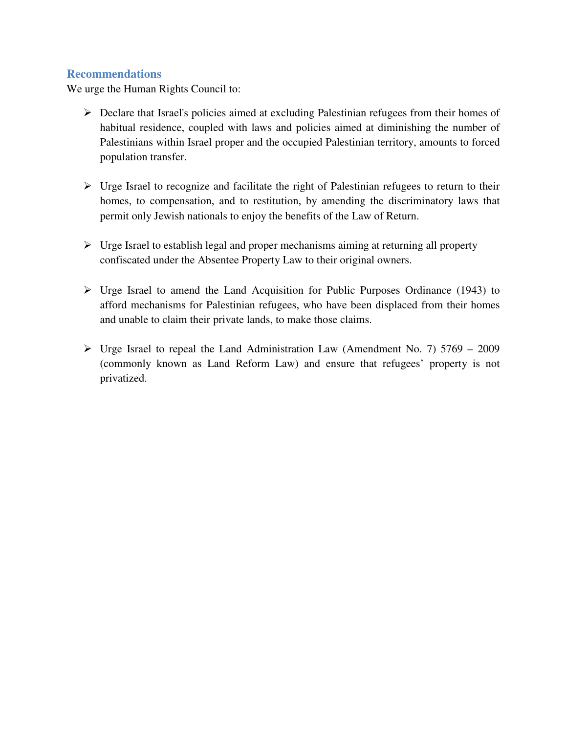## Recommendations

We urge the Human Rights Council to:

- Declare that Israel's policies aimed at excluding Palestinian refugees from their homes of habitual residence, coupled with laws and policies aimed at diminishing the number of Palestinians within Israel proper and the occupied Palestinian territory, amounts to forced population transfer.

- Urge Israel to recognize and facilitate the right of Palestinian refugees to return to their homes, to compensation, and to restitution, by amending the discriminatory laws that permit only Jewish nationals to enjoy the benefits of the Law of Return.

- Urge Israel to establish legal and proper mechanisms aiming at returning all property confiscated under the Absentee Property Law to their original owners.

- Urge Israel to amend the Land Acquisition for Public Purposes Ordinance (1943) to afford mechanisms for Palestinian refugees, who have been displaced from their homes and unable to claim their private lands, to make those claims.

- Urge Israel to repeal the Land Administration Law (Amendment No. 7) 5769 – 2009 (commonly known as Land Reform Law) and ensure that refugees' property is not privatized.